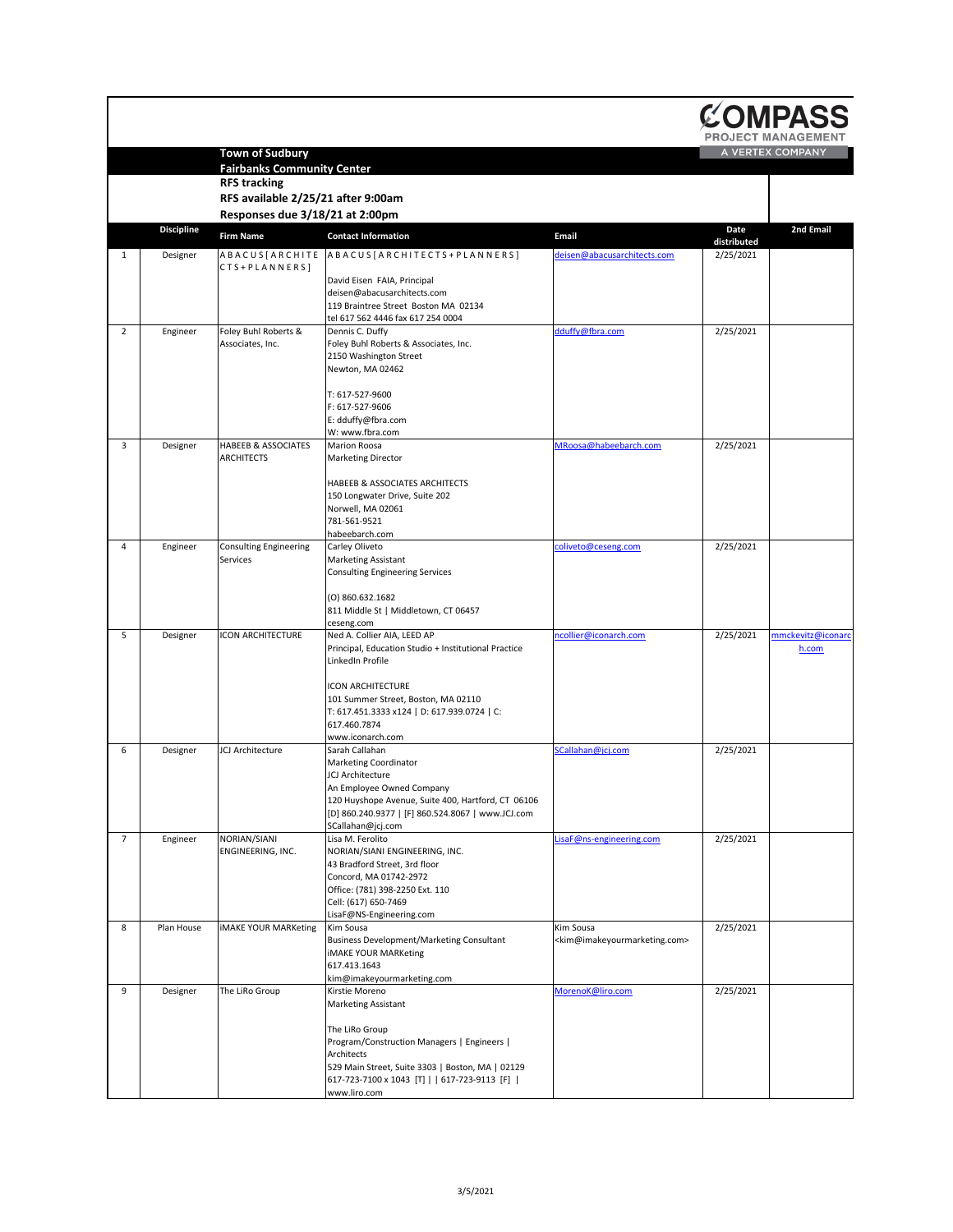**COMPASS PROJECT MANAGEMENT**
A VERTEX COMPANY

**Town of Sudbury**
**Fairbanks Community Center**
**RFS tracking**
**RFS available 2/25/21 after 9:00am**
**Responses due 3/18/21 at 2:00pm**

| | Discipline | Firm Name | Contact Information | Email | Date distributed | 2nd Email |
|---|---|---|---|---|---|---|
| 1 | Designer | A B A C U S [ A R C H I T E C T S + P L A N N E R S ] | A B A C U S [ A R C H I T E C T S + P L A N N E R S ]<br><br>David Eisen FAIA, Principal<br>deisen@abacusarchitects.com<br>119 Braintree Street Boston MA 02134<br>tel 617 562 4446 fax 617 254 0004 | deisen@abacusarchitects.com | 2/25/2021 | |
| 2 | Engineer | Foley Buhl Roberts & Associates, Inc. | Dennis C. Duffy<br>Foley Buhl Roberts & Associates, Inc.<br>2150 Washington Street<br>Newton, MA 02462<br><br>T: 617-527-9600<br>F: 617-527-9606<br>E: dduffy@fbra.com<br>W: www.fbra.com | dduffy@fbra.com | 2/25/2021 | |
| 3 | Designer | HABEEB & ASSOCIATES ARCHITECTS | Marion Roosa<br>Marketing Director<br><br>HABEEB & ASSOCIATES ARCHITECTS<br>150 Longwater Drive, Suite 202<br>Norwell, MA 02061<br>781-561-9521<br>habeebarch.com | MRoosa@habeebarch.com | 2/25/2021 | |
| 4 | Engineer | Consulting Engineering Services | Carley Oliveto<br>Marketing Assistant<br>Consulting Engineering Services<br><br>(O) 860.632.1682<br>811 Middle St \| Middletown, CT 06457<br>ceseng.com | coliveto@ceseng.com | 2/25/2021 | |
| 5 | Designer | ICON ARCHITECTURE | Ned A. Collier AIA, LEED AP<br>Principal, Education Studio + Institutional Practice<br>LinkedIn Profile<br><br>ICON ARCHITECTURE<br>101 Summer Street, Boston, MA 02110<br>T: 617.451.3333 x124 \| D: 617.939.0724 \| C: 617.460.7874<br>www.iconarch.com | ncollier@iconarch.com | 2/25/2021 | mmckevitz@iconarch.com |
| 6 | Designer | JCJ Architecture | Sarah Callahan<br>Marketing Coordinator<br>JCJ Architecture<br>An Employee Owned Company<br>120 Huyshope Avenue, Suite 400, Hartford, CT 06106<br>[D] 860.240.9377 \| [F] 860.524.8067 \| www.JCJ.com<br>SCallahan@jcj.com | SCallahan@jcj.com | 2/25/2021 | |
| 7 | Engineer | NORIAN/SIANI ENGINEERING, INC. | Lisa M. Ferolito<br>NORIAN/SIANI ENGINEERING, INC.<br>43 Bradford Street, 3rd floor<br>Concord, MA 01742-2972<br>Office: (781) 398-2250 Ext. 110<br>Cell: (617) 650-7469<br>LisaF@NS-Engineering.com | LisaF@ns-engineering.com | 2/25/2021 | |
| 8 | Plan House | iMAKE YOUR MARKeting | Kim Sousa<br>Business Development/Marketing Consultant<br>iMAKE YOUR MARKeting<br>617.413.1643<br>kim@imakeyourmarketing.com | Kim Sousa<br><kim@imakeyourmarketing.com> | 2/25/2021 | |
| 9 | Designer | The LiRo Group | Kirstie Moreno<br>Marketing Assistant<br><br>The LiRo Group<br>Program/Construction Managers \| Engineers \| Architects<br>529 Main Street, Suite 3303 \| Boston, MA \| 02129<br>617-723-7100 x 1043 [T] \| \| 617-723-9113 [F] \|<br>www.liro.com | MorenoK@liro.com | 2/25/2021 | |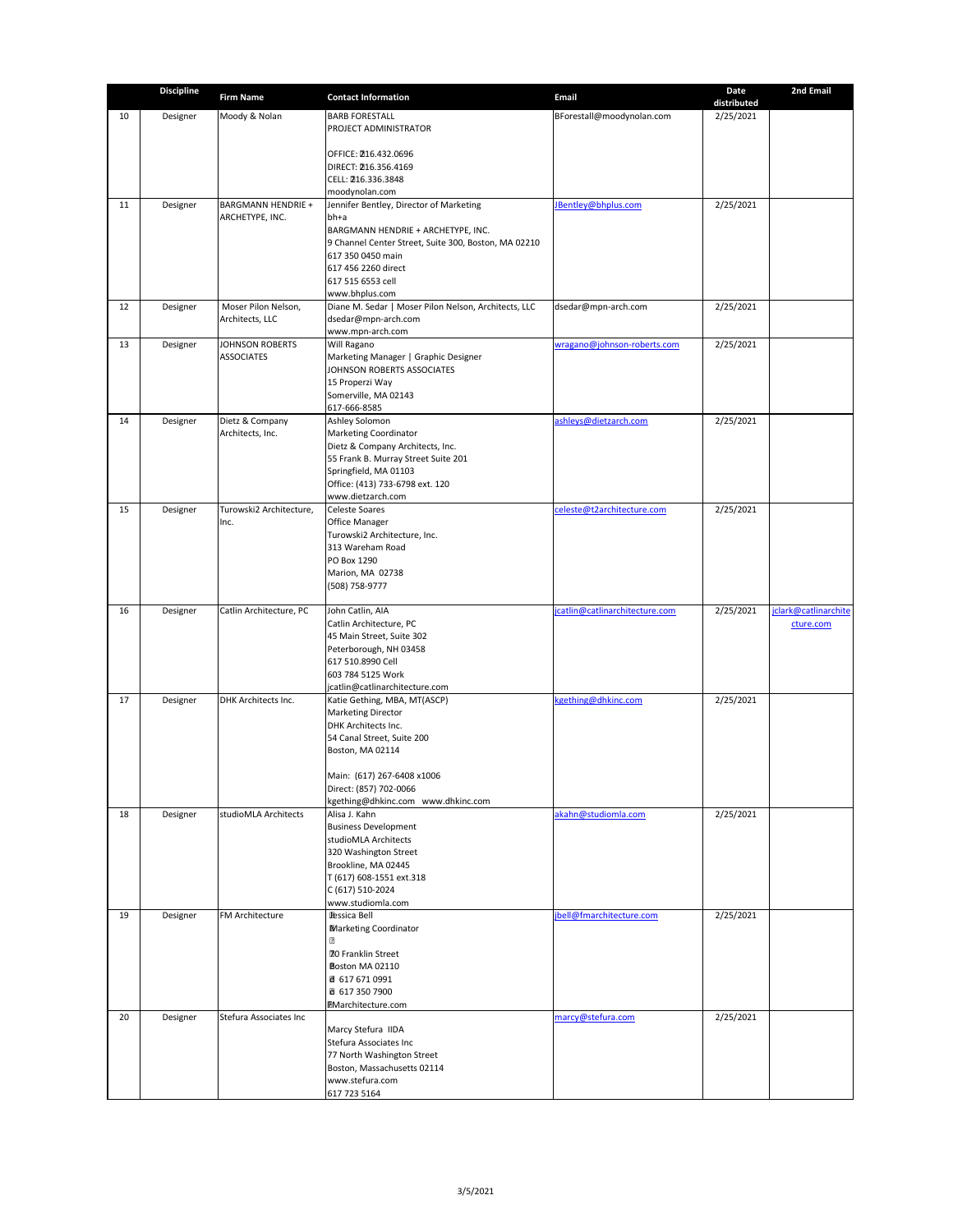| | Discipline | Firm Name | Contact Information | Email | Date distributed | 2nd Email |
|---|---|---|---|---|---|---|
| 10 | Designer | Moody & Nolan | BARB FORESTALL<br>PROJECT ADMINISTRATOR<br><br>OFFICE: 216.432.0696<br>DIRECT: 216.356.4169<br>CELL: 216.336.3848<br>moodynolan.com | BForestall@moodynolan.com | 2/25/2021 | |
| 11 | Designer | BARGMANN HENDRIE + ARCHETYPE, INC. | Jennifer Bentley, Director of Marketing<br>bh+a<br>BARGMANN HENDRIE + ARCHETYPE, INC.<br>9 Channel Center Street, Suite 300, Boston, MA 02210<br>617 350 0450 main<br>617 456 2260 direct<br>617 515 6553 cell<br>www.bhplus.com | JBentley@bhplus.com | 2/25/2021 | |
| 12 | Designer | Moser Pilon Nelson, Architects, LLC | Diane M. Sedar \| Moser Pilon Nelson, Architects, LLC<br>dsedar@mpn-arch.com<br>www.mpn-arch.com | dsedar@mpn-arch.com | 2/25/2021 | |
| 13 | Designer | JOHNSON ROBERTS ASSOCIATES | Will Ragano<br>Marketing Manager \| Graphic Designer<br>JOHNSON ROBERTS ASSOCIATES<br>15 Properzi Way<br>Somerville, MA 02143<br>617-666-8585 | wragano@johnson-roberts.com | 2/25/2021 | |
| 14 | Designer | Dietz & Company Architects, Inc. | Ashley Solomon<br>Marketing Coordinator<br>Dietz & Company Architects, Inc.<br>55 Frank B. Murray Street Suite 201<br>Springfield, MA 01103<br>Office: (413) 733-6798 ext. 120<br>www.dietzarch.com | ashleys@dietzarch.com | 2/25/2021 | |
| 15 | Designer | Turowski2 Architecture, Inc. | Celeste Soares<br>Office Manager<br>Turowski2 Architecture, Inc.<br>313 Wareham Road<br>PO Box 1290<br>Marion, MA 02738<br>(508) 758-9777 | celeste@t2architecture.com | 2/25/2021 | |
| 16 | Designer | Catlin Architecture, PC | John Catlin, AIA<br>Catlin Architecture, PC<br>45 Main Street, Suite 302<br>Peterborough, NH 03458<br>617 510.8990 Cell<br>603 784 5125 Work<br>jcatlin@catlinarchitecture.com | jcatlin@catlinarchitecture.com | 2/25/2021 | jclark@catlinarchitecture.com |
| 17 | Designer | DHK Architects Inc. | Katie Gething, MBA, MT(ASCP)<br>Marketing Director<br>DHK Architects Inc.<br>54 Canal Street, Suite 200<br>Boston, MA 02114<br><br>Main: (617) 267-6408 x1006<br>Direct: (857) 702-0066<br>kgething@dhkinc.com www.dhkinc.com | kgething@dhkinc.com | 2/25/2021 | |
| 18 | Designer | studioMLA Architects | Alisa J. Kahn<br>Business Development<br>studioMLA Architects<br>320 Washington Street<br>Brookline, MA 02445<br>T (617) 608-1551 ext.318<br>C (617) 510-2024<br>www.studiomla.com | akahn@studiomla.com | 2/25/2021 | |
| 19 | Designer | FM Architecture | Jessica Bell<br>Marketing Coordinator<br><br>70 Franklin Street<br>Boston MA 02110<br>617 671 0991<br>617 350 7900<br>FMarchitecture.com | jbell@fmarchitecture.com | 2/25/2021 | |
| 20 | Designer | Stefura Associates Inc | Marcy Stefura IIDA<br>Stefura Associates Inc<br>77 North Washington Street<br>Boston, Massachusetts 02114<br>www.stefura.com<br>617 723 5164 | marcy@stefura.com | 2/25/2021 | |

3/5/2021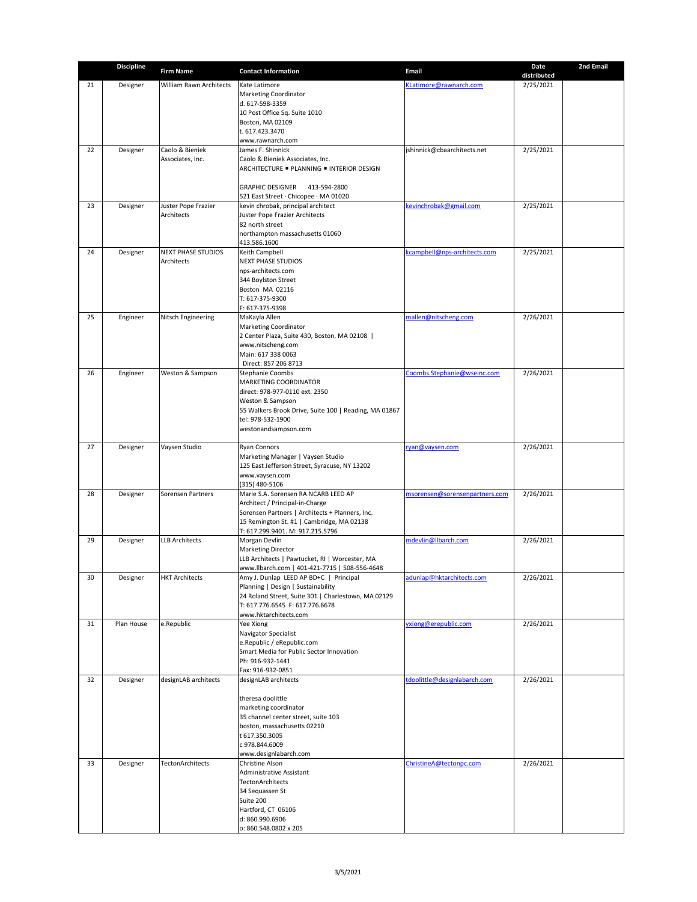| | Discipline | Firm Name | Contact Information | Email | Date distributed | 2nd Email |
|---|---|---|---|---|---|---|
| 21 | Designer | William Rawn Architects | Kate Latimore<br>Marketing Coordinator<br>d. 617-598-3359<br>10 Post Office Sq. Suite 1010<br>Boston, MA 02109<br>t. 617.423.3470<br>www.rawnarch.com | KLatimore@rawnarch.com | 2/25/2021 | |
| 22 | Designer | Caolo & Bieniek Associates, Inc. | James F. Shinnick<br>Caolo & Bieniek Associates, Inc.<br>ARCHITECTURE ■ PLANNING ■ INTERIOR DESIGN<br><br>GRAPHIC DESIGNER 413-594-2800<br>521 East Street · Chicopee · MA 01020 | jshinnick@cbaarchitects.net | 2/25/2021 | |
| 23 | Designer | Juster Pope Frazier Architects | kevin chrobak, principal architect<br>Juster Pope Frazier Architects<br>82 north street<br>northampton massachusetts 01060<br>413.586.1600 | kevinchrobak@gmail.com | 2/25/2021 | |
| 24 | Designer | NEXT PHASE STUDIOS Architects | Keith Campbell<br>NEXT PHASE STUDIOS<br>nps-architects.com<br>344 Boylston Street<br>Boston MA 02116<br>T: 617-375-9300<br>F: 617-375-9398 | kcampbell@nps-architects.com | 2/25/2021 | |
| 25 | Engineer | Nitsch Engineering | MaKayla Allen<br>Marketing Coordinator<br>2 Center Plaza, Suite 430, Boston, MA 02108 \|<br>www.nitscheng.com<br>Main: 617 338 0063<br>Direct: 857 206 8713 | mallen@nitscheng.com | 2/26/2021 | |
| 26 | Engineer | Weston & Sampson | Stephanie Coombs<br>MARKETING COORDINATOR<br>direct: 978-977-0110 ext. 2350<br>Weston & Sampson<br>55 Walkers Brook Drive, Suite 100 \| Reading, MA 01867<br>tel: 978-532-1900<br>westonandsampson.com | Coombs.Stephanie@wseinc.com | 2/26/2021 | |
| 27 | Designer | Vaysen Studio | Ryan Connors<br>Marketing Manager \| Vaysen Studio<br>125 East Jefferson Street, Syracuse, NY 13202<br>www.vaysen.com<br>(315) 480-5106 | ryan@vaysen.com | 2/26/2021 | |
| 28 | Designer | Sorensen Partners | Marie S.A. Sorensen RA NCARB LEED AP<br>Architect / Principal-in-Charge<br>Sorensen Partners \| Architects + Planners, Inc.<br>15 Remington St. #1 \| Cambridge, MA 02138<br>T: 617.299.9401. M: 917.215.5796 | msorensen@sorensenpartners.com | 2/26/2021 | |
| 29 | Designer | LLB Architects | Morgan Devlin<br>Marketing Director<br>LLB Architects \| Pawtucket, RI \| Worcester, MA<br>www.llbarch.com \| 401-421-7715 \| 508-556-4648 | mdevlin@llbarch.com | 2/26/2021 | |
| 30 | Designer | HKT Architects | Amy J. Dunlap LEED AP BD+C \| Principal<br>Planning \| Design \| Sustainability<br>24 Roland Street, Suite 301 \| Charlestown, MA 02129<br>T: 617.776.6545 F: 617.776.6678<br>www.hktarchitects.com | adunlap@hktarchitects.com | 2/26/2021 | |
| 31 | Plan House | e.Republic | Yee Xiong<br>Navigator Specialist<br>e.Republic / eRepublic.com<br>Smart Media for Public Sector Innovation<br>Ph: 916-932-1441<br>Fax: 916-932-0851 | yxiong@erepublic.com | 2/26/2021 | |
| 32 | Designer | designLAB architects | designLAB architects<br><br>theresa doolittle<br>marketing coordinator<br>35 channel center street, suite 103<br>boston, massachusetts 02210<br>t 617.350.3005<br>c 978.844.6009<br>www.designlabarch.com | tdoolittle@designlabarch.com | 2/26/2021 | |
| 33 | Designer | TectonArchitects | Christine Alson<br>Administrative Assistant<br>TectonArchitects<br>34 Sequassen St<br>Suite 200<br>Hartford, CT 06106<br>d: 860.990.6906<br>o: 860.548.0802 x 205 | ChristineA@tectonpc.com | 2/26/2021 | |

3/5/2021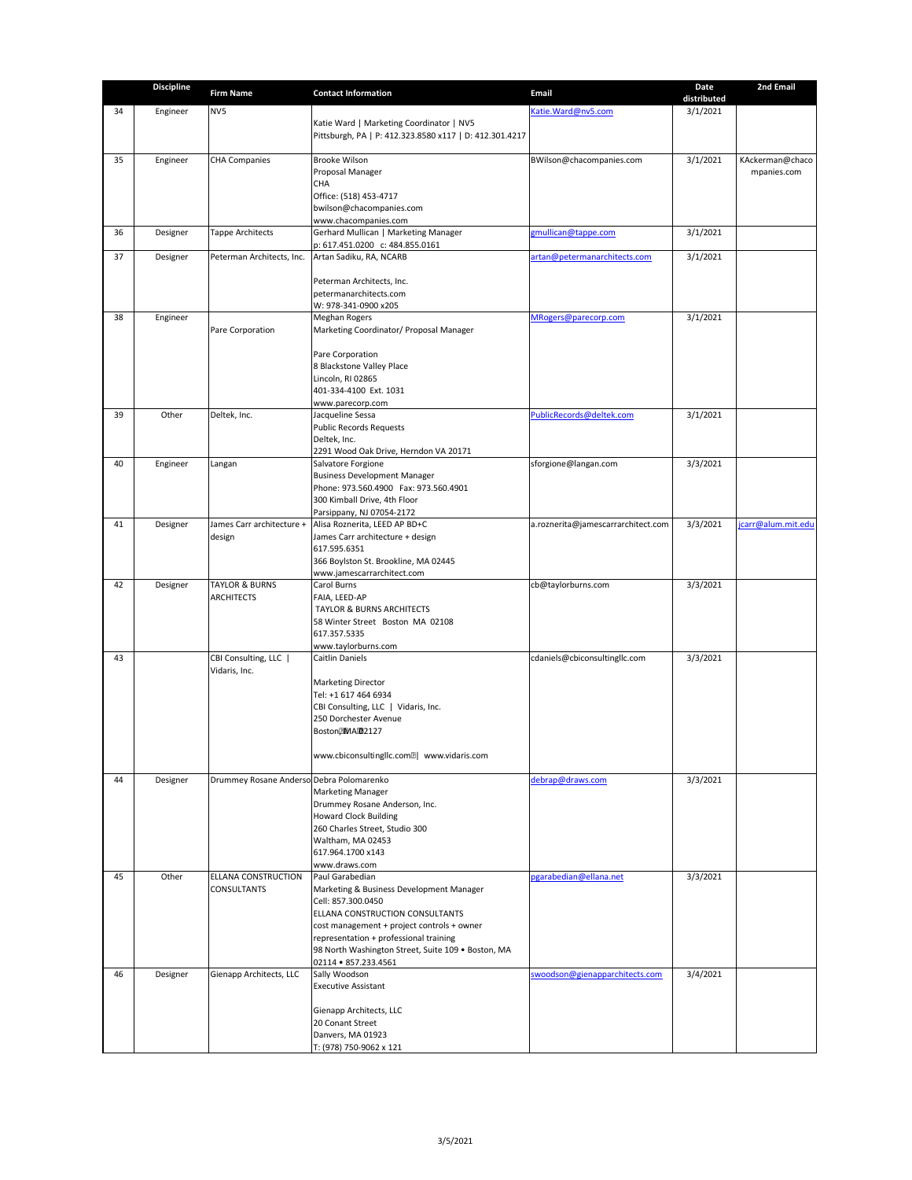| | Discipline | Firm Name | Contact Information | Email | Date distributed | 2nd Email |
|---|---|---|---|---|---|---|
| 34 | Engineer | NV5 | Katie Ward \| Marketing Coordinator \| NV5<br>Pittsburgh, PA \| P: 412.323.8580 x117 \| D: 412.301.4217 | Katie.Ward@nv5.com | 3/1/2021 | |
| 35 | Engineer | CHA Companies | Brooke Wilson<br>Proposal Manager<br>CHA<br>Office: (518) 453-4717<br>bwilson@chacompanies.com<br>www.chacompanies.com | BWilson@chacompanies.com | 3/1/2021 | KAckerman@chacompanies.com |
| 36 | Designer | Tappe Architects | Gerhard Mullican \| Marketing Manager<br>p: 617.451.0200 c: 484.855.0161 | gmullican@tappe.com | 3/1/2021 | |
| 37 | Designer | Peterman Architects, Inc. | Artan Sadiku, RA, NCARB<br><br>Peterman Architects, Inc.<br>petermanarchitects.com<br>W: 978-341-0900 x205 | artan@petermanarchitects.com | 3/1/2021 | |
| 38 | Engineer | Pare Corporation | Meghan Rogers<br>Marketing Coordinator/ Proposal Manager<br><br>Pare Corporation<br>8 Blackstone Valley Place<br>Lincoln, RI 02865<br>401-334-4100 Ext. 1031<br>www.parecorp.com | MRogers@parecorp.com | 3/1/2021 | |
| 39 | Other | Deltek, Inc. | Jacqueline Sessa<br>Public Records Requests<br>Deltek, Inc.<br>2291 Wood Oak Drive, Herndon VA 20171 | PublicRecords@deltek.com | 3/1/2021 | |
| 40 | Engineer | Langan | Salvatore Forgione<br>Business Development Manager<br>Phone: 973.560.4900 Fax: 973.560.4901<br>300 Kimball Drive, 4th Floor<br>Parsippany, NJ 07054-2172 | sforgione@langan.com | 3/3/2021 | |
| 41 | Designer | James Carr architecture + design | Alisa Roznerita, LEED AP BD+C<br>James Carr architecture + design<br>617.595.6351<br>366 Boylston St. Brookline, MA 02445<br>www.jamescarrarchitect.com | a.roznerita@jamescarrarchitect.com | 3/3/2021 | jcarr@alum.mit.edu |
| 42 | Designer | TAYLOR & BURNS ARCHITECTS | Carol Burns<br>FAIA, LEED-AP<br>TAYLOR & BURNS ARCHITECTS<br>58 Winter Street Boston MA 02108<br>617.357.5335<br>www.taylorburns.com | cb@taylorburns.com | 3/3/2021 | |
| 43 | | CBI Consulting, LLC \| Vidaris, Inc. | Caitlin Daniels<br><br>Marketing Director<br>Tel: +1 617 464 6934<br>CBI Consulting, LLC \| Vidaris, Inc.<br>250 Dorchester Avenue<br>Boston, MA 02127<br><br>www.cbiconsultingllc.com \| www.vidaris.com | cdaniels@cbiconsultingllc.com | 3/3/2021 | |
| 44 | Designer | Drummey Rosane Anderso | Debra Polomarenko<br>Marketing Manager<br>Drummey Rosane Anderson, Inc.<br>Howard Clock Building<br>260 Charles Street, Studio 300<br>Waltham, MA 02453<br>617.964.1700 x143<br>www.draws.com | debrap@draws.com | 3/3/2021 | |
| 45 | Other | ELLANA CONSTRUCTION CONSULTANTS | Paul Garabedian<br>Marketing & Business Development Manager<br>Cell: 857.300.0450<br>ELLANA CONSTRUCTION CONSULTANTS<br>cost management + project controls + owner representation + professional training<br>98 North Washington Street, Suite 109 • Boston, MA 02114 • 857.233.4561 | pgarabedian@ellana.net | 3/3/2021 | |
| 46 | Designer | Gienapp Architects, LLC | Sally Woodson<br>Executive Assistant<br><br>Gienapp Architects, LLC<br>20 Conant Street<br>Danvers, MA 01923<br>T: (978) 750-9062 x 121 | swoodson@gienapparchitects.com | 3/4/2021 | |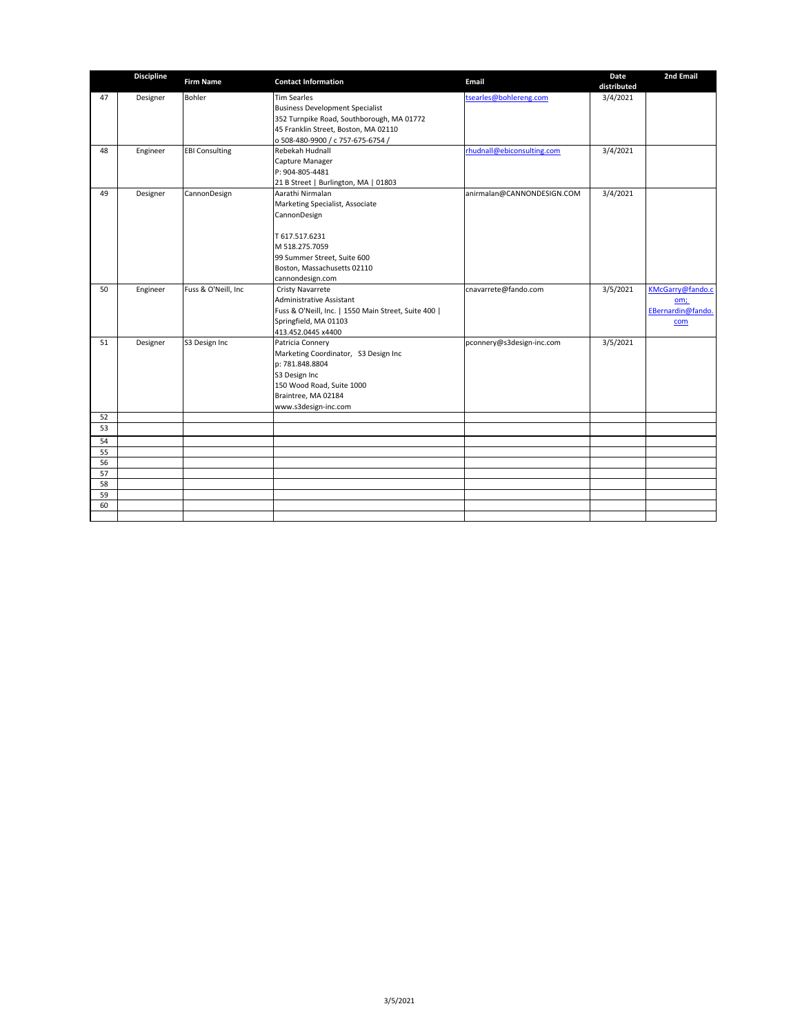| | Discipline | Firm Name | Contact Information | Email | Date distributed | 2nd Email |
|---|---|---|---|---|---|---|
| 47 | Designer | Bohler | Tim Searles<br>Business Development Specialist<br>352 Turnpike Road, Southborough, MA 01772<br>45 Franklin Street, Boston, MA 02110<br>o 508-480-9900 / c 757-675-6754 / | tsearles@bohlereng.com | 3/4/2021 | |
| 48 | Engineer | EBI Consulting | Rebekah Hudnall<br>Capture Manager<br>P: 904-805-4481<br>21 B Street \| Burlington, MA \| 01803 | rhudnall@ebiconsulting.com | 3/4/2021 | |
| 49 | Designer | CannonDesign | Aarathi Nirmalan<br>Marketing Specialist, Associate<br>CannonDesign<br><br>T 617.517.6231<br>M 518.275.7059<br>99 Summer Street, Suite 600<br>Boston, Massachusetts 02110<br>cannondesign.com | anirmalan@CANNONDESIGN.COM | 3/4/2021 | |
| 50 | Engineer | Fuss & O'Neill, Inc | Cristy Navarrete<br>Administrative Assistant<br>Fuss & O'Neill, Inc. \| 1550 Main Street, Suite 400 \|<br>Springfield, MA 01103<br>413.452.0445 x4400 | cnavarrete@fando.com | 3/5/2021 | KMcGarry@fando.com; EBernardin@fando.com |
| 51 | Designer | S3 Design Inc | Patricia Connery<br>Marketing Coordinator, S3 Design Inc<br>p: 781.848.8804<br>S3 Design Inc<br>150 Wood Road, Suite 1000<br>Braintree, MA 02184<br>www.s3design-inc.com | pconnery@s3design-inc.com | 3/5/2021 | |
| 52 | | | | | | |
| 53 | | | | | | |
| 54 | | | | | | |
| 55 | | | | | | |
| 56 | | | | | | |
| 57 | | | | | | |
| 58 | | | | | | |
| 59 | | | | | | |
| 60 | | | | | | |
| | | | | | | |

3/5/2021